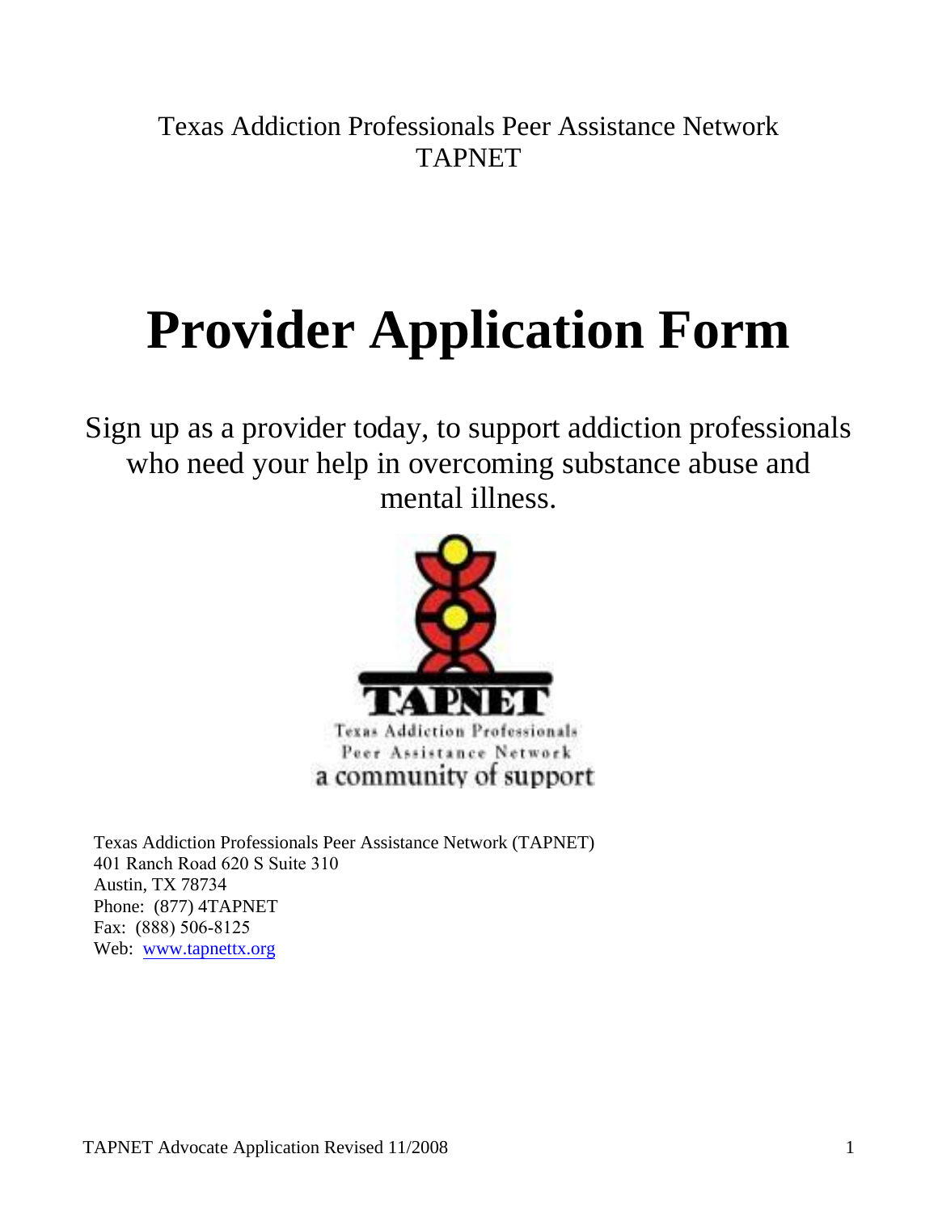Texas Addiction Professionals Peer Assistance Network
TAPNET

# Provider Application Form

Sign up as a provider today, to support addiction professionals who need your help in overcoming substance abuse and mental illness.

Texas Addiction Professionals Peer Assistance Network (TAPNET)
401 Ranch Road 620 S Suite 310
Austin, TX 78734
Phone: (877) 4TAPNET
Fax: (888) 506-8125
Web: www.tapnettx.org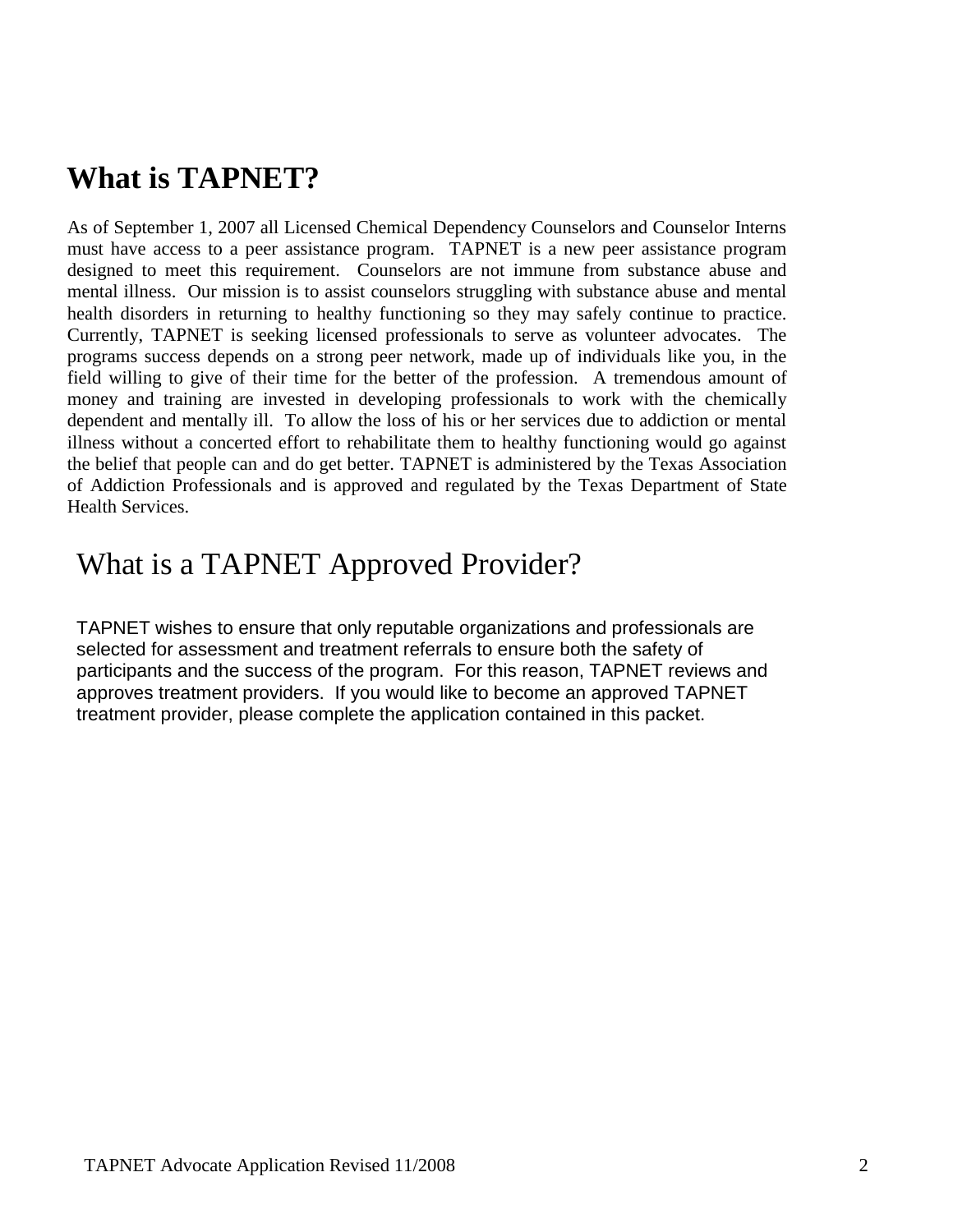# What is TAPNET?

As of September 1, 2007 all Licensed Chemical Dependency Counselors and Counselor Interns must have access to a peer assistance program. TAPNET is a new peer assistance program designed to meet this requirement. Counselors are not immune from substance abuse and mental illness. Our mission is to assist counselors struggling with substance abuse and mental health disorders in returning to healthy functioning so they may safely continue to practice. Currently, TAPNET is seeking licensed professionals to serve as volunteer advocates. The programs success depends on a strong peer network, made up of individuals like you, in the field willing to give of their time for the better of the profession. A tremendous amount of money and training are invested in developing professionals to work with the chemically dependent and mentally ill. To allow the loss of his or her services due to addiction or mental illness without a concerted effort to rehabilitate them to healthy functioning would go against the belief that people can and do get better. TAPNET is administered by the Texas Association of Addiction Professionals and is approved and regulated by the Texas Department of State Health Services.

## What is a TAPNET Approved Provider?

TAPNET wishes to ensure that only reputable organizations and professionals are selected for assessment and treatment referrals to ensure both the safety of participants and the success of the program. For this reason, TAPNET reviews and approves treatment providers. If you would like to become an approved TAPNET treatment provider, please complete the application contained in this packet.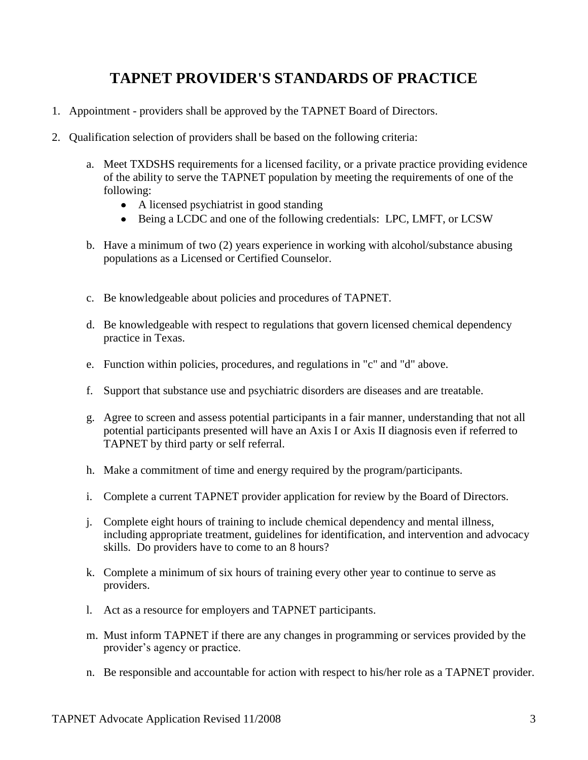# TAPNET PROVIDER'S STANDARDS OF PRACTICE

1. Appointment - providers shall be approved by the TAPNET Board of Directors.

2. Qualification selection of providers shall be based on the following criteria:

   a. Meet TXDSHS requirements for a licensed facility, or a private practice providing evidence of the ability to serve the TAPNET population by meeting the requirements of one of the following:
      - A licensed psychiatrist in good standing
      - Being a LCDC and one of the following credentials: LPC, LMFT, or LCSW

   b. Have a minimum of two (2) years experience in working with alcohol/substance abusing populations as a Licensed or Certified Counselor.

   c. Be knowledgeable about policies and procedures of TAPNET.

   d. Be knowledgeable with respect to regulations that govern licensed chemical dependency practice in Texas.

   e. Function within policies, procedures, and regulations in "c" and "d" above.

   f. Support that substance use and psychiatric disorders are diseases and are treatable.

   g. Agree to screen and assess potential participants in a fair manner, understanding that not all potential participants presented will have an Axis I or Axis II diagnosis even if referred to TAPNET by third party or self referral.

   h. Make a commitment of time and energy required by the program/participants.

   i. Complete a current TAPNET provider application for review by the Board of Directors.

   j. Complete eight hours of training to include chemical dependency and mental illness, including appropriate treatment, guidelines for identification, and intervention and advocacy skills. Do providers have to come to an 8 hours?

   k. Complete a minimum of six hours of training every other year to continue to serve as providers.

   l. Act as a resource for employers and TAPNET participants.

   m. Must inform TAPNET if there are any changes in programming or services provided by the provider's agency or practice.

   n. Be responsible and accountable for action with respect to his/her role as a TAPNET provider.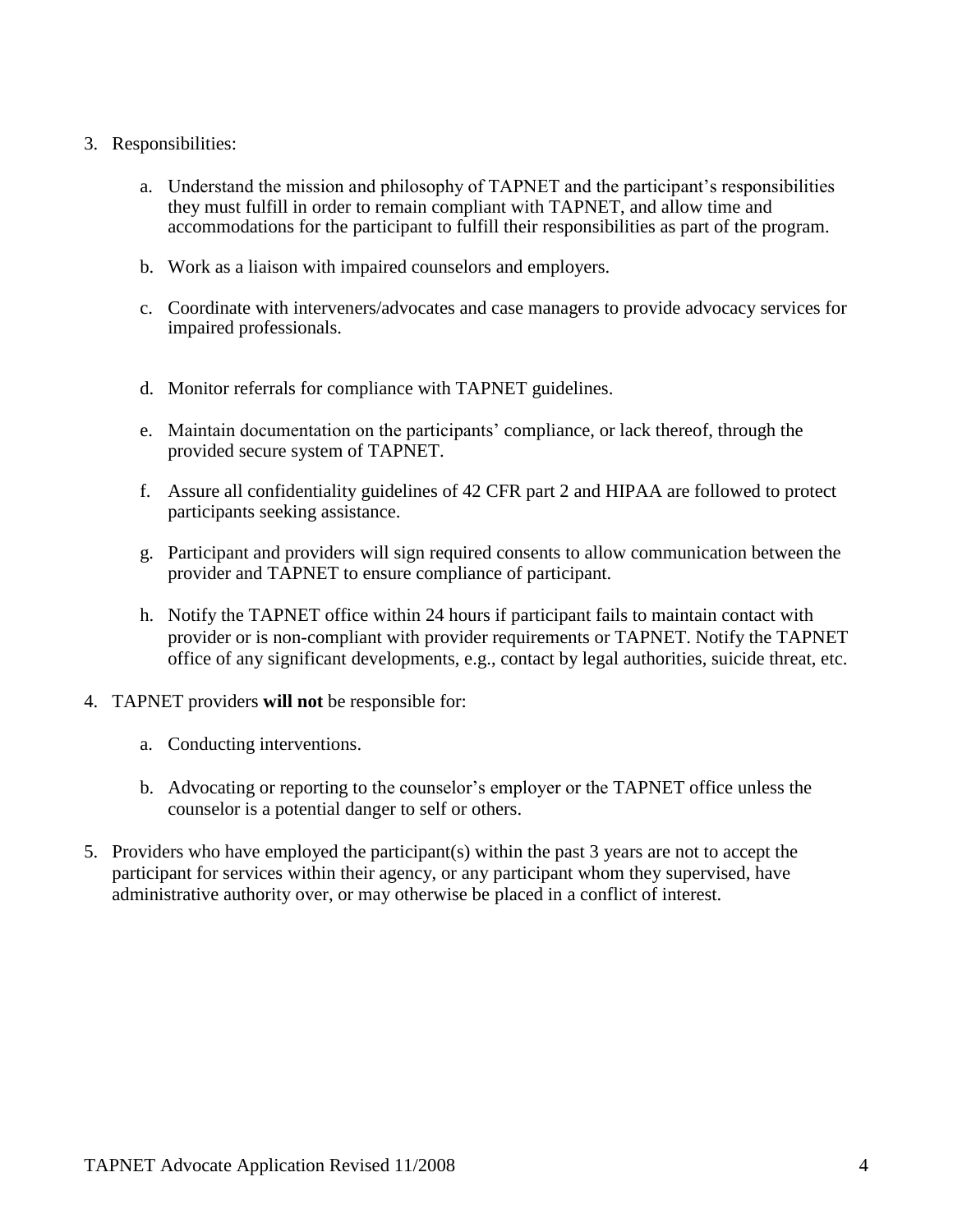3. Responsibilities:

    a. Understand the mission and philosophy of TAPNET and the participant's responsibilities they must fulfill in order to remain compliant with TAPNET, and allow time and accommodations for the participant to fulfill their responsibilities as part of the program.

    b. Work as a liaison with impaired counselors and employers.

    c. Coordinate with interveners/advocates and case managers to provide advocacy services for impaired professionals.

    d. Monitor referrals for compliance with TAPNET guidelines.

    e. Maintain documentation on the participants' compliance, or lack thereof, through the provided secure system of TAPNET.

    f. Assure all confidentiality guidelines of 42 CFR part 2 and HIPAA are followed to protect participants seeking assistance.

    g. Participant and providers will sign required consents to allow communication between the provider and TAPNET to ensure compliance of participant.

    h. Notify the TAPNET office within 24 hours if participant fails to maintain contact with provider or is non-compliant with provider requirements or TAPNET. Notify the TAPNET office of any significant developments, e.g., contact by legal authorities, suicide threat, etc.

4. TAPNET providers **will not** be responsible for:

    a. Conducting interventions.

    b. Advocating or reporting to the counselor's employer or the TAPNET office unless the counselor is a potential danger to self or others.

5. Providers who have employed the participant(s) within the past 3 years are not to accept the participant for services within their agency, or any participant whom they supervised, have administrative authority over, or may otherwise be placed in a conflict of interest.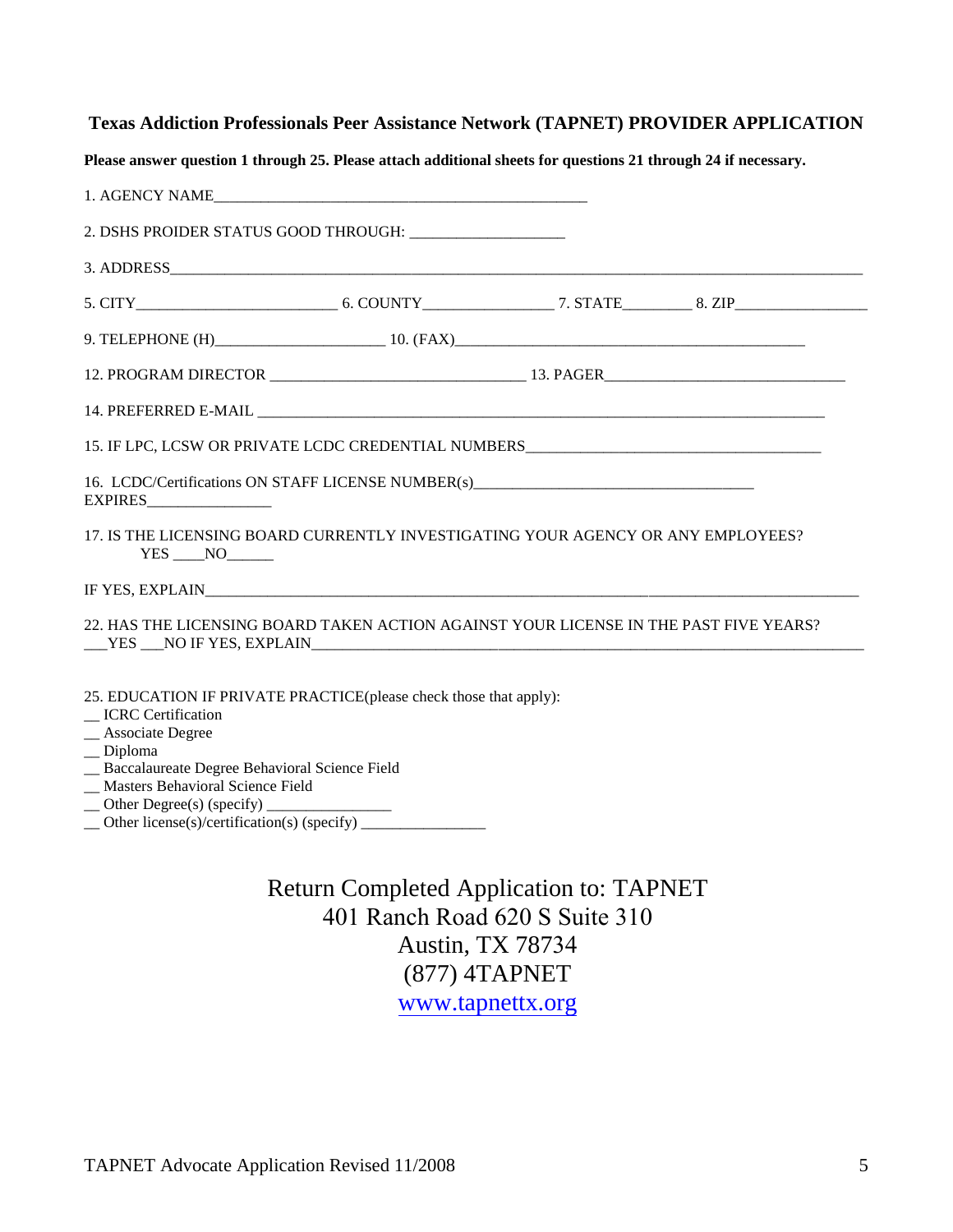## Texas Addiction Professionals Peer Assistance Network (TAPNET) PROVIDER APPLICATION

**Please answer question 1 through 25. Please attach additional sheets for questions 21 through 24 if necessary.**

1. AGENCY NAME_______________________________________________

2. DSHS PROIDER STATUS GOOD THROUGH: ____________________

3. ADDRESS_____________________________________________________________________________________

5. CITY_________________________ 6. COUNTY________________ 7. STATE_________ 8. ZIP_________________

9. TELEPHONE (H)_____________________ 10. (FAX)____________________________________________

12. PROGRAM DIRECTOR ________________________________ 13. PAGER______________________________

14. PREFERRED E-MAIL ________________________________________________________________________

15. IF LPC, LCSW OR PRIVATE LCDC CREDENTIAL NUMBERS______________________________________

16. LCDC/Certifications ON STAFF LICENSE NUMBER(s)___________________________________
EXPIRES________________

17. IS THE LICENSING BOARD CURRENTLY INVESTIGATING YOUR AGENCY OR ANY EMPLOYEES?
YES ____NO______

IF YES, EXPLAIN___________________________________________________________________________________

22. HAS THE LICENSING BOARD TAKEN ACTION AGAINST YOUR LICENSE IN THE PAST FIVE YEARS?
___YES ___NO IF YES, EXPLAIN_____________________________________________________________________

25. EDUCATION IF PRIVATE PRACTICE(please check those that apply):
__ ICRC Certification
__ Associate Degree
__ Diploma
__ Baccalaureate Degree Behavioral Science Field
__ Masters Behavioral Science Field
__ Other Degree(s) (specify) ________________
__ Other license(s)/certification(s) (specify) ________________

Return Completed Application to: TAPNET
401 Ranch Road 620 S Suite 310
Austin, TX 78734
(877) 4TAPNET
www.tapnettx.org

TAPNET Advocate Application Revised 11/2008